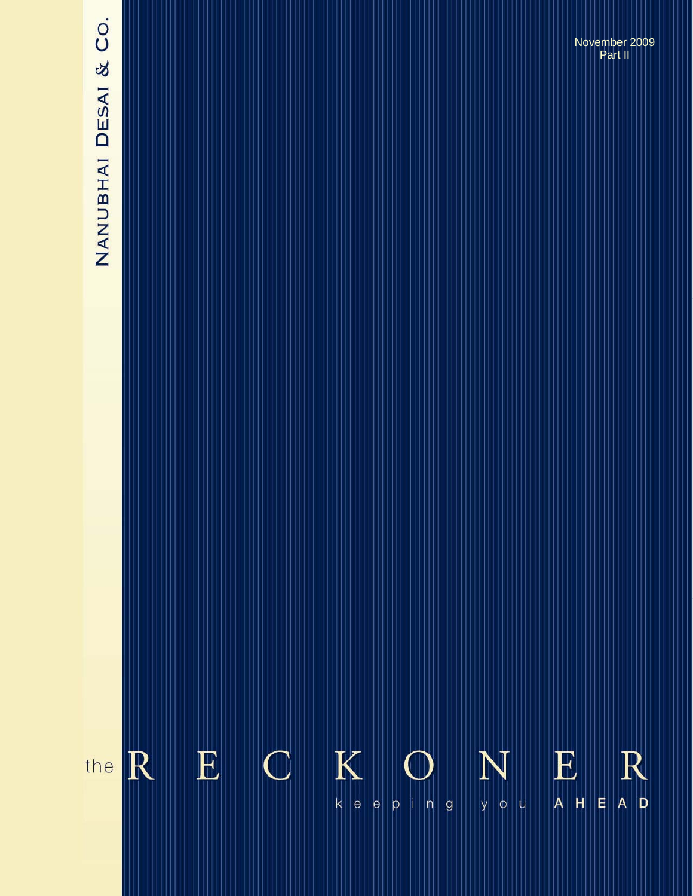NANUBHAI DESAI & CO.

November 2009
Part II

# the RECKONER

keeping you AHEAD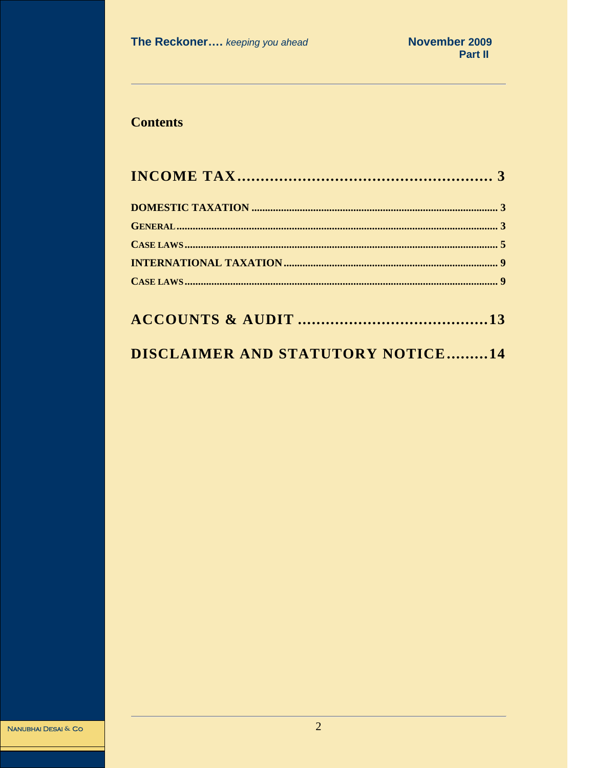# Contents

## INCOME TAX ...................................................... 3

**DOMESTIC TAXATION** .......................................................................................... 3

**GENERAL** ........................................................................................................ 3

**CASE LAWS** ..................................................................................................... 5

**INTERNATIONAL TAXATION** ............................................................................... 9

**CASE LAWS** ..................................................................................................... 9

## ACCOUNTS & AUDIT ........................................ 13

## DISCLAIMER AND STATUTORY NOTICE ......... 14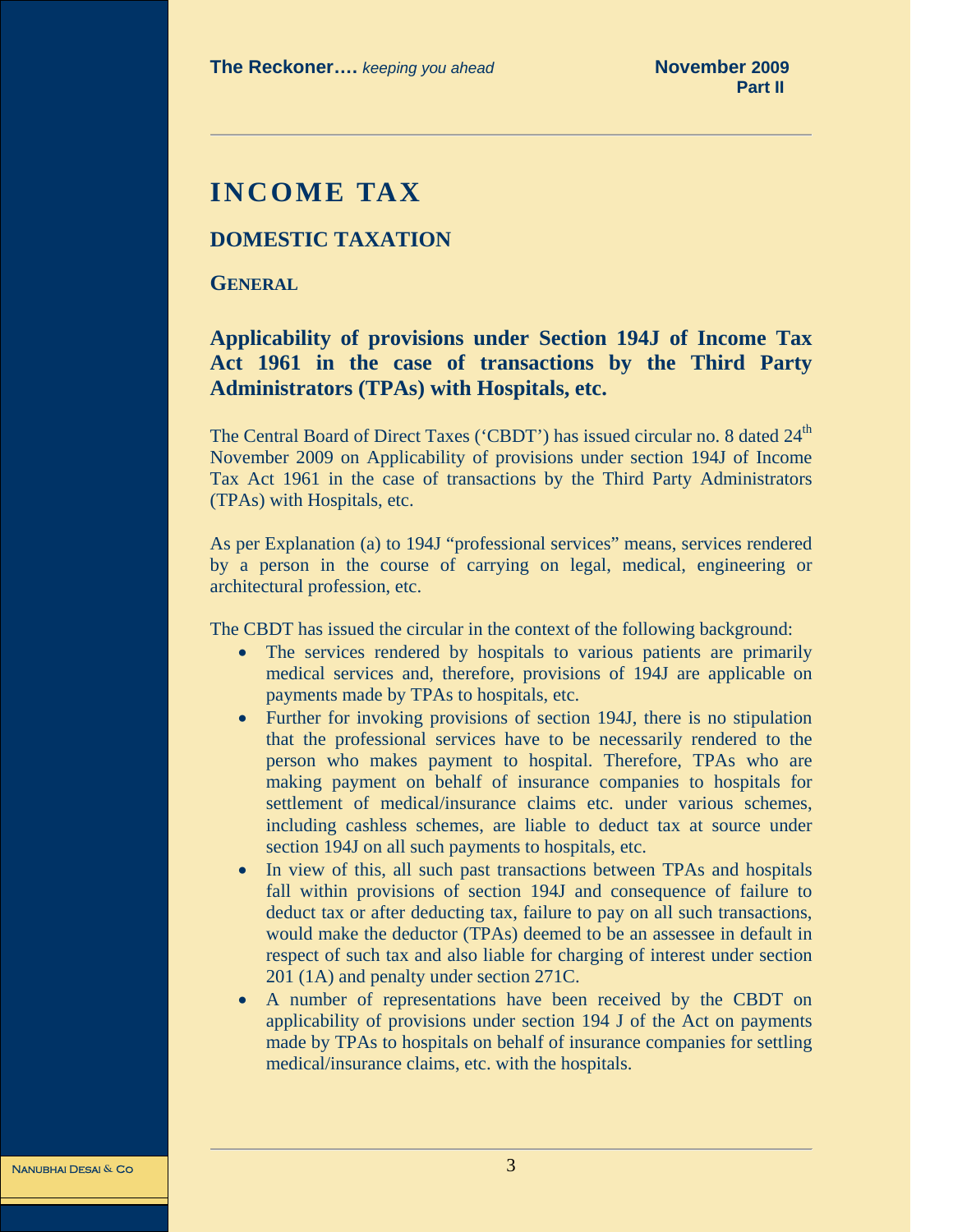# INCOME TAX

## DOMESTIC TAXATION

### GENERAL

### Applicability of provisions under Section 194J of Income Tax Act 1961 in the case of transactions by the Third Party Administrators (TPAs) with Hospitals, etc.

The Central Board of Direct Taxes ('CBDT') has issued circular no. 8 dated 24th November 2009 on Applicability of provisions under section 194J of Income Tax Act 1961 in the case of transactions by the Third Party Administrators (TPAs) with Hospitals, etc.

As per Explanation (a) to 194J "professional services" means, services rendered by a person in the course of carrying on legal, medical, engineering or architectural profession, etc.

The CBDT has issued the circular in the context of the following background:

- The services rendered by hospitals to various patients are primarily medical services and, therefore, provisions of 194J are applicable on payments made by TPAs to hospitals, etc.
- Further for invoking provisions of section 194J, there is no stipulation that the professional services have to be necessarily rendered to the person who makes payment to hospital. Therefore, TPAs who are making payment on behalf of insurance companies to hospitals for settlement of medical/insurance claims etc. under various schemes, including cashless schemes, are liable to deduct tax at source under section 194J on all such payments to hospitals, etc.
- In view of this, all such past transactions between TPAs and hospitals fall within provisions of section 194J and consequence of failure to deduct tax or after deducting tax, failure to pay on all such transactions, would make the deductor (TPAs) deemed to be an assessee in default in respect of such tax and also liable for charging of interest under section 201 (1A) and penalty under section 271C.
- A number of representations have been received by the CBDT on applicability of provisions under section 194 J of the Act on payments made by TPAs to hospitals on behalf of insurance companies for settling medical/insurance claims, etc. with the hospitals.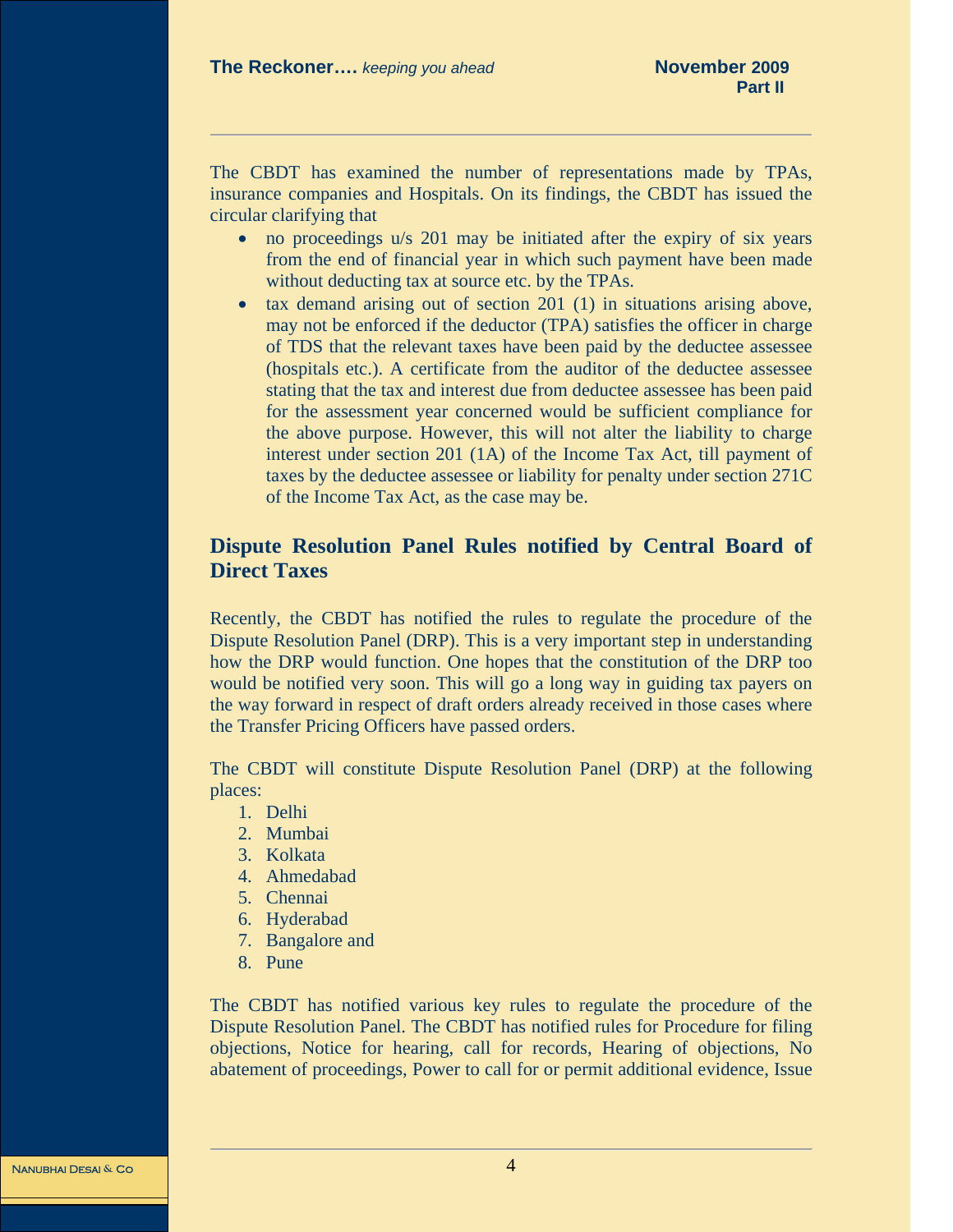The CBDT has examined the number of representations made by TPAs, insurance companies and Hospitals. On its findings, the CBDT has issued the circular clarifying that

- no proceedings u/s 201 may be initiated after the expiry of six years from the end of financial year in which such payment have been made without deducting tax at source etc. by the TPAs.
- tax demand arising out of section 201 (1) in situations arising above, may not be enforced if the deductor (TPA) satisfies the officer in charge of TDS that the relevant taxes have been paid by the deductee assessee (hospitals etc.). A certificate from the auditor of the deductee assessee stating that the tax and interest due from deductee assessee has been paid for the assessment year concerned would be sufficient compliance for the above purpose. However, this will not alter the liability to charge interest under section 201 (1A) of the Income Tax Act, till payment of taxes by the deductee assessee or liability for penalty under section 271C of the Income Tax Act, as the case may be.

## Dispute Resolution Panel Rules notified by Central Board of Direct Taxes

Recently, the CBDT has notified the rules to regulate the procedure of the Dispute Resolution Panel (DRP). This is a very important step in understanding how the DRP would function. One hopes that the constitution of the DRP too would be notified very soon. This will go a long way in guiding tax payers on the way forward in respect of draft orders already received in those cases where the Transfer Pricing Officers have passed orders.

The CBDT will constitute Dispute Resolution Panel (DRP) at the following places:

1. Delhi
2. Mumbai
3. Kolkata
4. Ahmedabad
5. Chennai
6. Hyderabad
7. Bangalore and
8. Pune

The CBDT has notified various key rules to regulate the procedure of the Dispute Resolution Panel. The CBDT has notified rules for Procedure for filing objections, Notice for hearing, call for records, Hearing of objections, No abatement of proceedings, Power to call for or permit additional evidence, Issue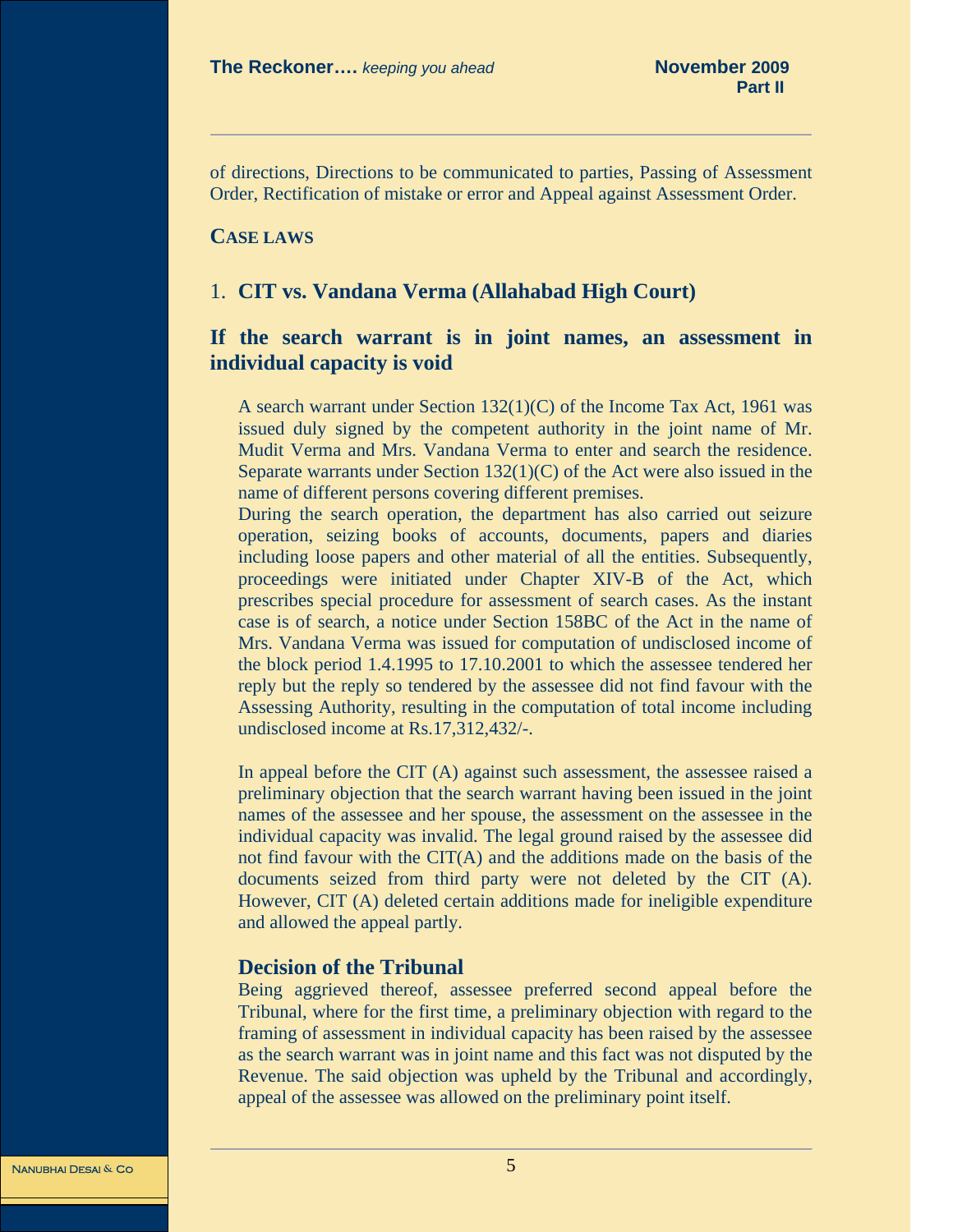of directions, Directions to be communicated to parties, Passing of Assessment Order, Rectification of mistake or error and Appeal against Assessment Order.

## CASE LAWS

### 1. CIT vs. Vandana Verma (Allahabad High Court)

### If the search warrant is in joint names, an assessment in individual capacity is void

A search warrant under Section 132(1)(C) of the Income Tax Act, 1961 was issued duly signed by the competent authority in the joint name of Mr. Mudit Verma and Mrs. Vandana Verma to enter and search the residence. Separate warrants under Section 132(1)(C) of the Act were also issued in the name of different persons covering different premises.

During the search operation, the department has also carried out seizure operation, seizing books of accounts, documents, papers and diaries including loose papers and other material of all the entities. Subsequently, proceedings were initiated under Chapter XIV-B of the Act, which prescribes special procedure for assessment of search cases. As the instant case is of search, a notice under Section 158BC of the Act in the name of Mrs. Vandana Verma was issued for computation of undisclosed income of the block period 1.4.1995 to 17.10.2001 to which the assessee tendered her reply but the reply so tendered by the assessee did not find favour with the Assessing Authority, resulting in the computation of total income including undisclosed income at Rs.17,312,432/-.

In appeal before the CIT (A) against such assessment, the assessee raised a preliminary objection that the search warrant having been issued in the joint names of the assessee and her spouse, the assessment on the assessee in the individual capacity was invalid. The legal ground raised by the assessee did not find favour with the CIT(A) and the additions made on the basis of the documents seized from third party were not deleted by the CIT (A). However, CIT (A) deleted certain additions made for ineligible expenditure and allowed the appeal partly.

#### Decision of the Tribunal

Being aggrieved thereof, assessee preferred second appeal before the Tribunal, where for the first time, a preliminary objection with regard to the framing of assessment in individual capacity has been raised by the assessee as the search warrant was in joint name and this fact was not disputed by the Revenue. The said objection was upheld by the Tribunal and accordingly, appeal of the assessee was allowed on the preliminary point itself.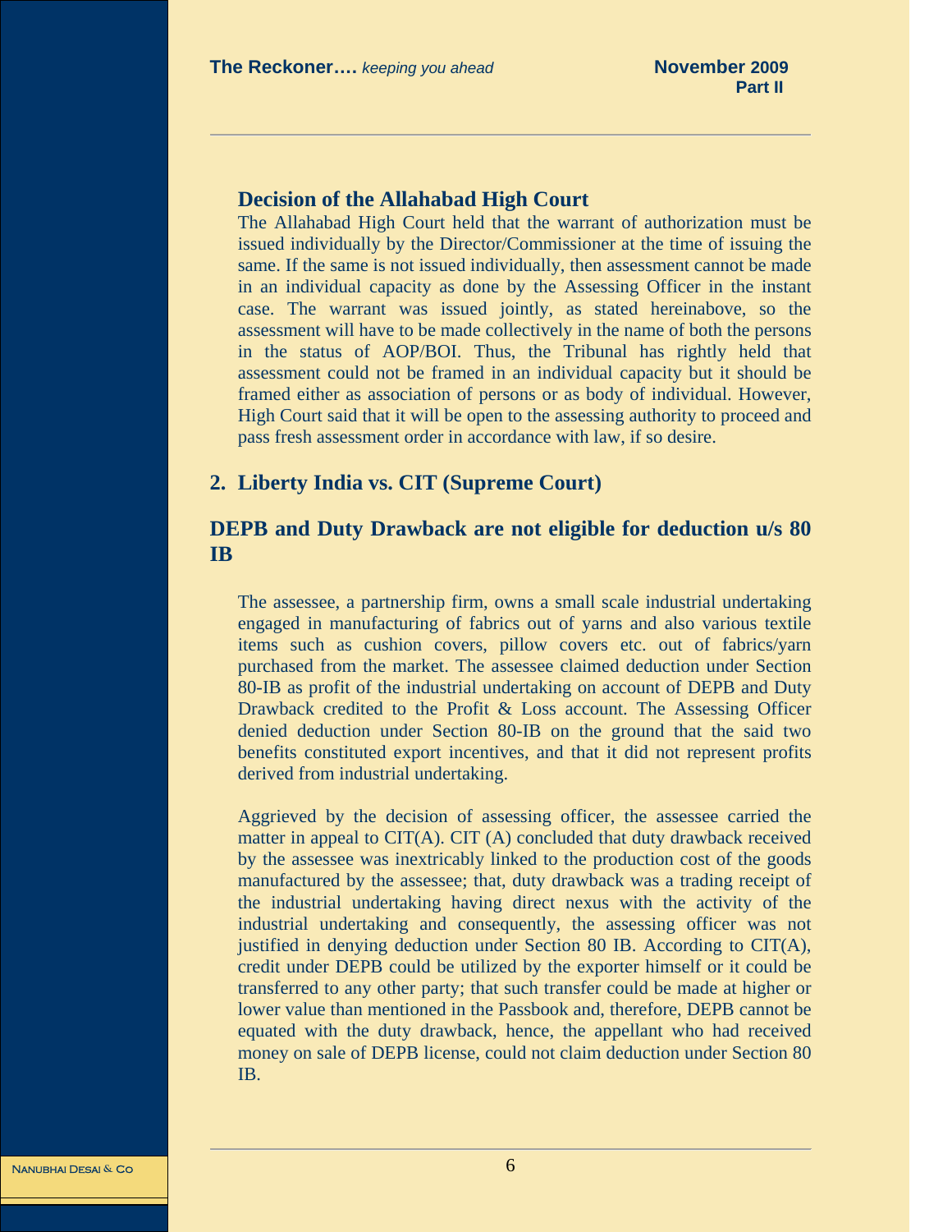### Decision of the Allahabad High Court

The Allahabad High Court held that the warrant of authorization must be issued individually by the Director/Commissioner at the time of issuing the same. If the same is not issued individually, then assessment cannot be made in an individual capacity as done by the Assessing Officer in the instant case. The warrant was issued jointly, as stated hereinabove, so the assessment will have to be made collectively in the name of both the persons in the status of AOP/BOI. Thus, the Tribunal has rightly held that assessment could not be framed in an individual capacity but it should be framed either as association of persons or as body of individual. However, High Court said that it will be open to the assessing authority to proceed and pass fresh assessment order in accordance with law, if so desire.

## 2. Liberty India vs. CIT (Supreme Court)

## DEPB and Duty Drawback are not eligible for deduction u/s 80 IB

The assessee, a partnership firm, owns a small scale industrial undertaking engaged in manufacturing of fabrics out of yarns and also various textile items such as cushion covers, pillow covers etc. out of fabrics/yarn purchased from the market. The assessee claimed deduction under Section 80-IB as profit of the industrial undertaking on account of DEPB and Duty Drawback credited to the Profit & Loss account. The Assessing Officer denied deduction under Section 80-IB on the ground that the said two benefits constituted export incentives, and that it did not represent profits derived from industrial undertaking.

Aggrieved by the decision of assessing officer, the assessee carried the matter in appeal to CIT(A). CIT (A) concluded that duty drawback received by the assessee was inextricably linked to the production cost of the goods manufactured by the assessee; that, duty drawback was a trading receipt of the industrial undertaking having direct nexus with the activity of the industrial undertaking and consequently, the assessing officer was not justified in denying deduction under Section 80 IB. According to CIT(A), credit under DEPB could be utilized by the exporter himself or it could be transferred to any other party; that such transfer could be made at higher or lower value than mentioned in the Passbook and, therefore, DEPB cannot be equated with the duty drawback, hence, the appellant who had received money on sale of DEPB license, could not claim deduction under Section 80 IB.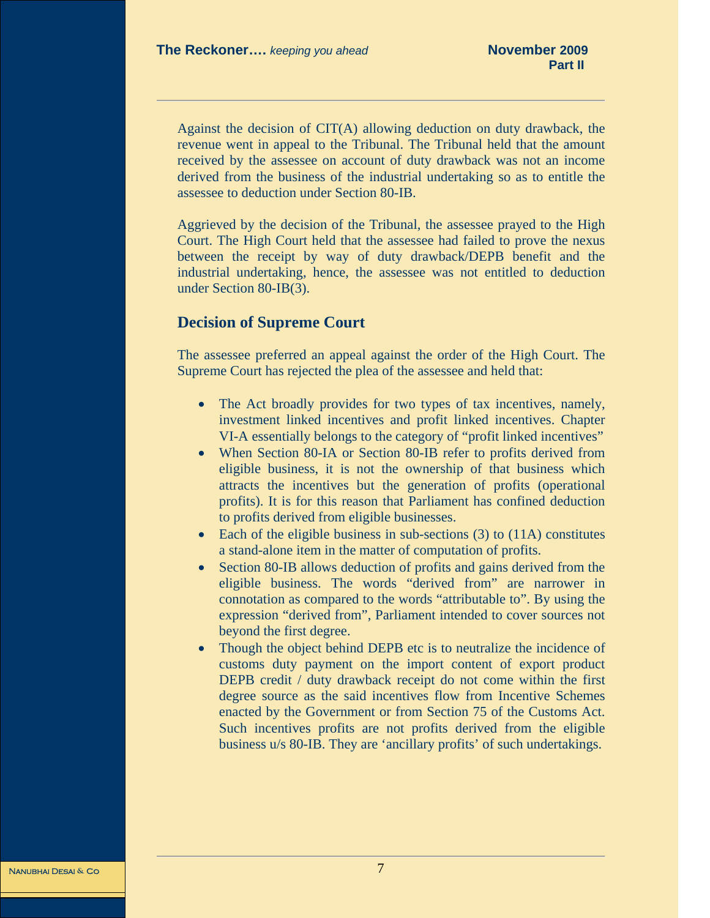Against the decision of CIT(A) allowing deduction on duty drawback, the revenue went in appeal to the Tribunal. The Tribunal held that the amount received by the assessee on account of duty drawback was not an income derived from the business of the industrial undertaking so as to entitle the assessee to deduction under Section 80-IB.

Aggrieved by the decision of the Tribunal, the assessee prayed to the High Court. The High Court held that the assessee had failed to prove the nexus between the receipt by way of duty drawback/DEPB benefit and the industrial undertaking, hence, the assessee was not entitled to deduction under Section 80-IB(3).

## Decision of Supreme Court

The assessee preferred an appeal against the order of the High Court. The Supreme Court has rejected the plea of the assessee and held that:

- The Act broadly provides for two types of tax incentives, namely, investment linked incentives and profit linked incentives. Chapter VI-A essentially belongs to the category of "profit linked incentives"
- When Section 80-IA or Section 80-IB refer to profits derived from eligible business, it is not the ownership of that business which attracts the incentives but the generation of profits (operational profits). It is for this reason that Parliament has confined deduction to profits derived from eligible businesses.
- Each of the eligible business in sub-sections (3) to (11A) constitutes a stand-alone item in the matter of computation of profits.
- Section 80-IB allows deduction of profits and gains derived from the eligible business. The words "derived from" are narrower in connotation as compared to the words "attributable to". By using the expression "derived from", Parliament intended to cover sources not beyond the first degree.
- Though the object behind DEPB etc is to neutralize the incidence of customs duty payment on the import content of export product DEPB credit / duty drawback receipt do not come within the first degree source as the said incentives flow from Incentive Schemes enacted by the Government or from Section 75 of the Customs Act. Such incentives profits are not profits derived from the eligible business u/s 80-IB. They are 'ancillary profits' of such undertakings.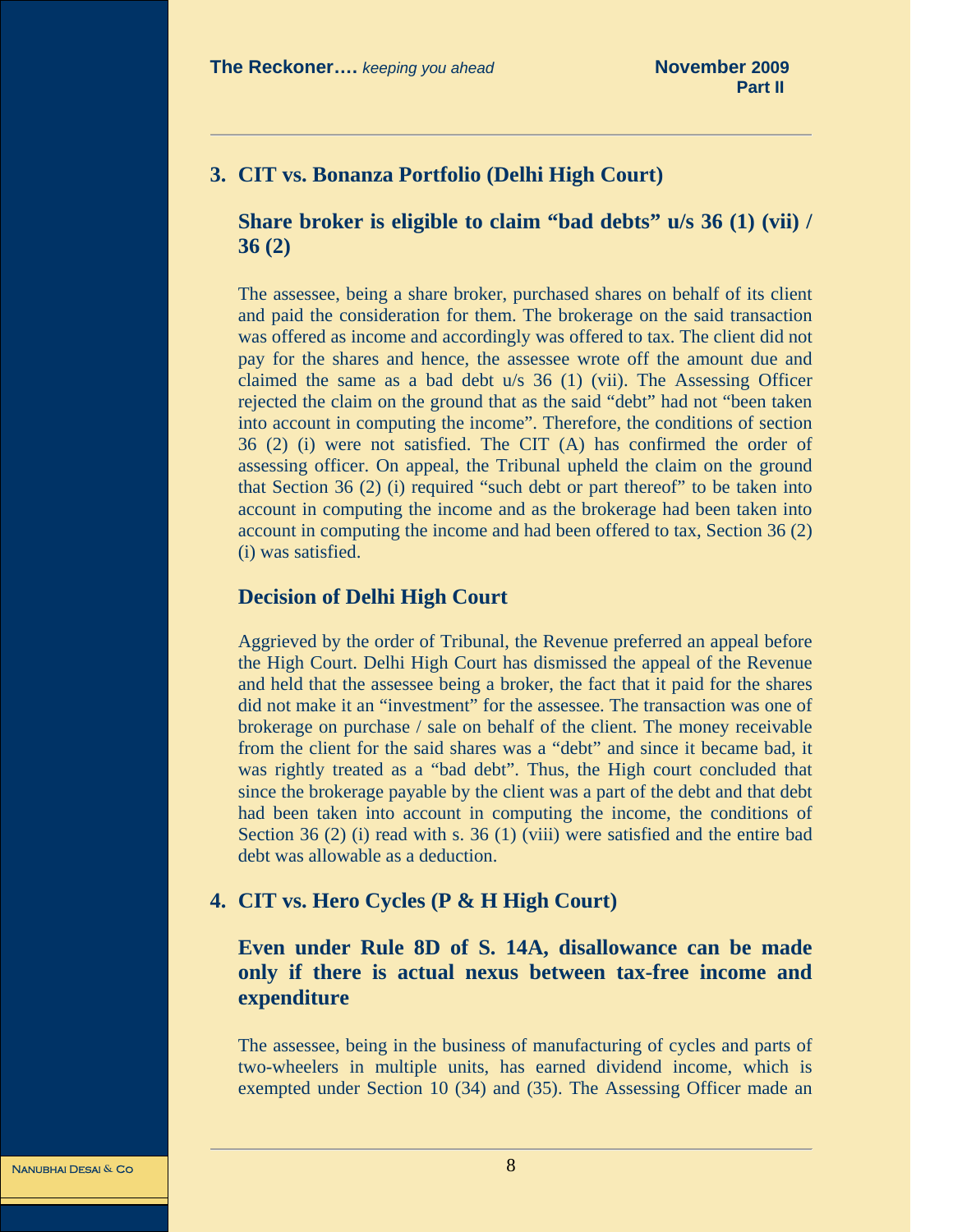## 3. CIT vs. Bonanza Portfolio (Delhi High Court)

### Share broker is eligible to claim "bad debts" u/s 36 (1) (vii) / 36 (2)

The assessee, being a share broker, purchased shares on behalf of its client and paid the consideration for them. The brokerage on the said transaction was offered as income and accordingly was offered to tax. The client did not pay for the shares and hence, the assessee wrote off the amount due and claimed the same as a bad debt u/s 36 (1) (vii). The Assessing Officer rejected the claim on the ground that as the said "debt" had not "been taken into account in computing the income". Therefore, the conditions of section 36 (2) (i) were not satisfied. The CIT (A) has confirmed the order of assessing officer. On appeal, the Tribunal upheld the claim on the ground that Section 36 (2) (i) required "such debt or part thereof" to be taken into account in computing the income and as the brokerage had been taken into account in computing the income and had been offered to tax, Section 36 (2) (i) was satisfied.

### Decision of Delhi High Court

Aggrieved by the order of Tribunal, the Revenue preferred an appeal before the High Court. Delhi High Court has dismissed the appeal of the Revenue and held that the assessee being a broker, the fact that it paid for the shares did not make it an "investment" for the assessee. The transaction was one of brokerage on purchase / sale on behalf of the client. The money receivable from the client for the said shares was a "debt" and since it became bad, it was rightly treated as a "bad debt". Thus, the High court concluded that since the brokerage payable by the client was a part of the debt and that debt had been taken into account in computing the income, the conditions of Section 36 (2) (i) read with s. 36 (1) (viii) were satisfied and the entire bad debt was allowable as a deduction.

## 4. CIT vs. Hero Cycles (P & H High Court)

### Even under Rule 8D of S. 14A, disallowance can be made only if there is actual nexus between tax-free income and expenditure

The assessee, being in the business of manufacturing of cycles and parts of two-wheelers in multiple units, has earned dividend income, which is exempted under Section 10 (34) and (35). The Assessing Officer made an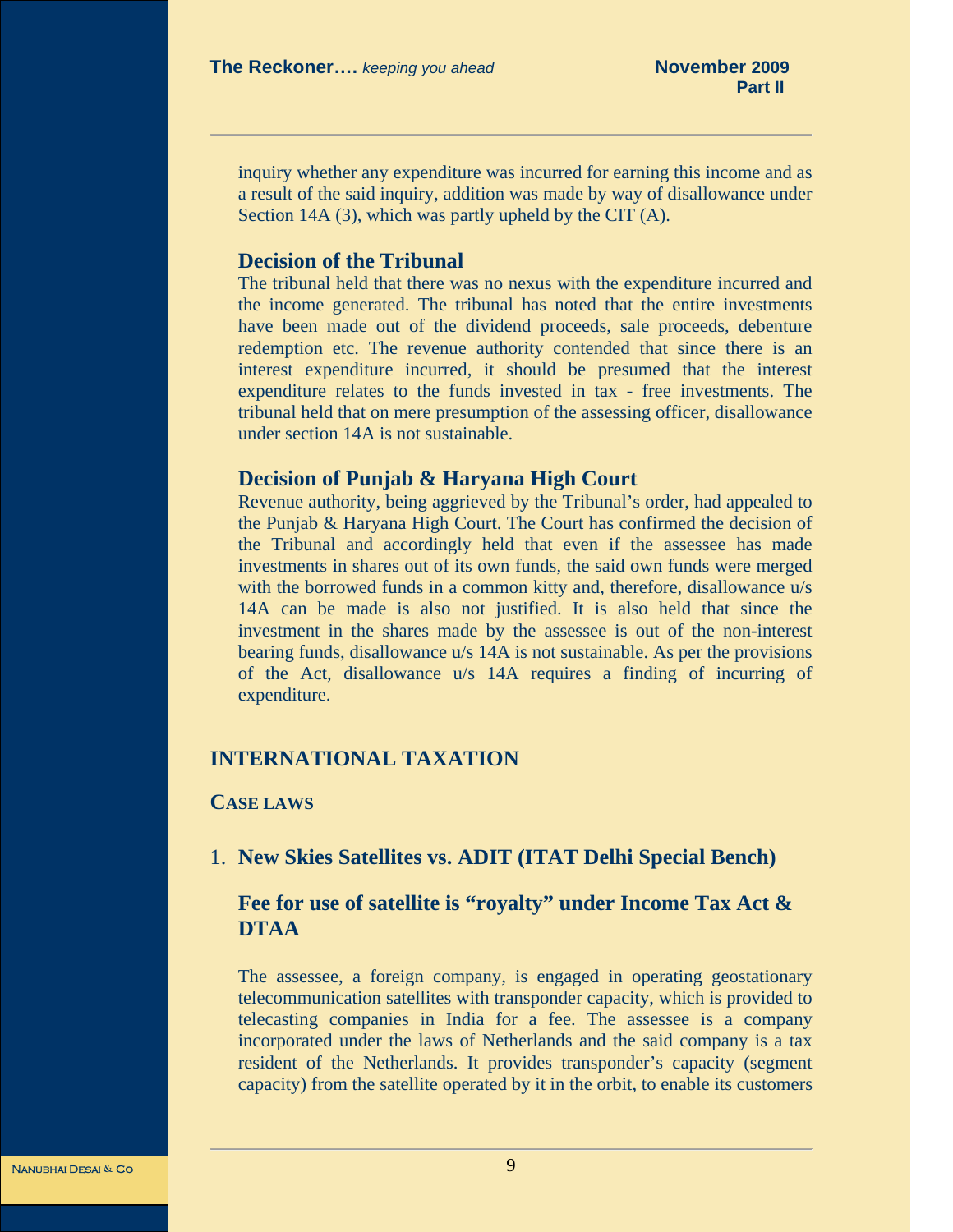inquiry whether any expenditure was incurred for earning this income and as a result of the said inquiry, addition was made by way of disallowance under Section 14A (3), which was partly upheld by the CIT (A).

### Decision of the Tribunal

The tribunal held that there was no nexus with the expenditure incurred and the income generated. The tribunal has noted that the entire investments have been made out of the dividend proceeds, sale proceeds, debenture redemption etc. The revenue authority contended that since there is an interest expenditure incurred, it should be presumed that the interest expenditure relates to the funds invested in tax - free investments. The tribunal held that on mere presumption of the assessing officer, disallowance under section 14A is not sustainable.

### Decision of Punjab & Haryana High Court

Revenue authority, being aggrieved by the Tribunal's order, had appealed to the Punjab & Haryana High Court. The Court has confirmed the decision of the Tribunal and accordingly held that even if the assessee has made investments in shares out of its own funds, the said own funds were merged with the borrowed funds in a common kitty and, therefore, disallowance u/s 14A can be made is also not justified. It is also held that since the investment in the shares made by the assessee is out of the non-interest bearing funds, disallowance u/s 14A is not sustainable. As per the provisions of the Act, disallowance u/s 14A requires a finding of incurring of expenditure.

## INTERNATIONAL TAXATION

### CASE LAWS

1. **New Skies Satellites vs. ADIT (ITAT Delhi Special Bench)**

### Fee for use of satellite is "royalty" under Income Tax Act & DTAA

The assessee, a foreign company, is engaged in operating geostationary telecommunication satellites with transponder capacity, which is provided to telecasting companies in India for a fee. The assessee is a company incorporated under the laws of Netherlands and the said company is a tax resident of the Netherlands. It provides transponder's capacity (segment capacity) from the satellite operated by it in the orbit, to enable its customers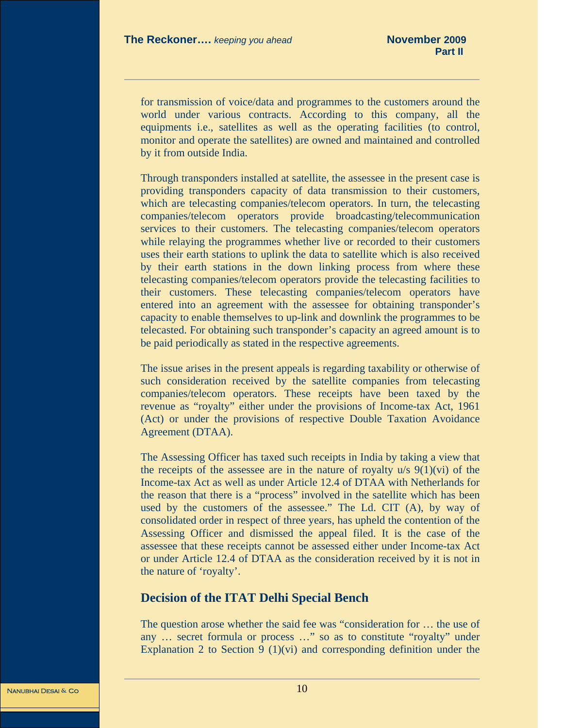for transmission of voice/data and programmes to the customers around the world under various contracts. According to this company, all the equipments i.e., satellites as well as the operating facilities (to control, monitor and operate the satellites) are owned and maintained and controlled by it from outside India.

Through transponders installed at satellite, the assessee in the present case is providing transponders capacity of data transmission to their customers, which are telecasting companies/telecom operators. In turn, the telecasting companies/telecom operators provide broadcasting/telecommunication services to their customers. The telecasting companies/telecom operators while relaying the programmes whether live or recorded to their customers uses their earth stations to uplink the data to satellite which is also received by their earth stations in the down linking process from where these telecasting companies/telecom operators provide the telecasting facilities to their customers. These telecasting companies/telecom operators have entered into an agreement with the assessee for obtaining transponder's capacity to enable themselves to up-link and downlink the programmes to be telecasted. For obtaining such transponder's capacity an agreed amount is to be paid periodically as stated in the respective agreements.

The issue arises in the present appeals is regarding taxability or otherwise of such consideration received by the satellite companies from telecasting companies/telecom operators. These receipts have been taxed by the revenue as "royalty" either under the provisions of Income-tax Act, 1961 (Act) or under the provisions of respective Double Taxation Avoidance Agreement (DTAA).

The Assessing Officer has taxed such receipts in India by taking a view that the receipts of the assessee are in the nature of royalty u/s 9(1)(vi) of the Income-tax Act as well as under Article 12.4 of DTAA with Netherlands for the reason that there is a "process" involved in the satellite which has been used by the customers of the assessee." The Ld. CIT (A), by way of consolidated order in respect of three years, has upheld the contention of the Assessing Officer and dismissed the appeal filed. It is the case of the assessee that these receipts cannot be assessed either under Income-tax Act or under Article 12.4 of DTAA as the consideration received by it is not in the nature of 'royalty'.

## Decision of the ITAT Delhi Special Bench

The question arose whether the said fee was "consideration for … the use of any … secret formula or process …" so as to constitute "royalty" under Explanation 2 to Section 9 (1)(vi) and corresponding definition under the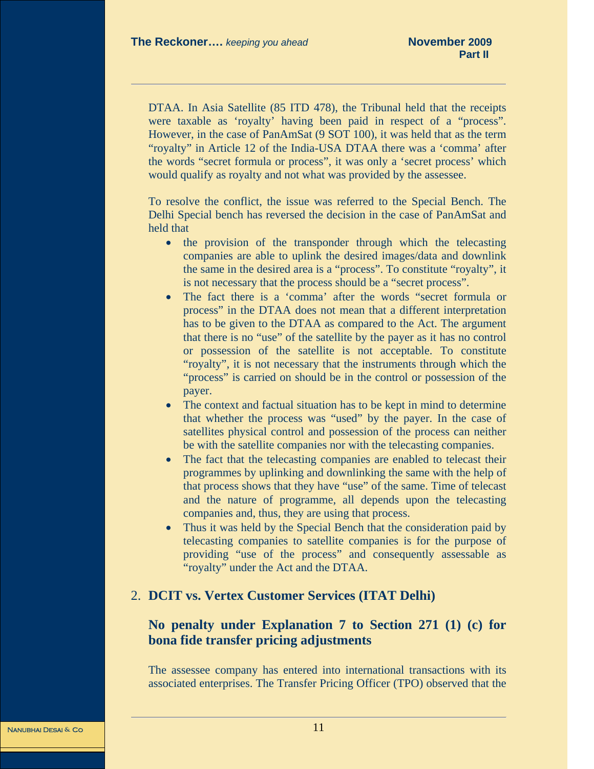DTAA. In Asia Satellite (85 ITD 478), the Tribunal held that the receipts were taxable as 'royalty' having been paid in respect of a "process". However, in the case of PanAmSat (9 SOT 100), it was held that as the term "royalty" in Article 12 of the India-USA DTAA there was a 'comma' after the words "secret formula or process", it was only a 'secret process' which would qualify as royalty and not what was provided by the assessee.

To resolve the conflict, the issue was referred to the Special Bench. The Delhi Special bench has reversed the decision in the case of PanAmSat and held that

- the provision of the transponder through which the telecasting companies are able to uplink the desired images/data and downlink the same in the desired area is a "process". To constitute "royalty", it is not necessary that the process should be a "secret process".
- The fact there is a 'comma' after the words "secret formula or process" in the DTAA does not mean that a different interpretation has to be given to the DTAA as compared to the Act. The argument that there is no "use" of the satellite by the payer as it has no control or possession of the satellite is not acceptable. To constitute "royalty", it is not necessary that the instruments through which the "process" is carried on should be in the control or possession of the payer.
- The context and factual situation has to be kept in mind to determine that whether the process was "used" by the payer. In the case of satellites physical control and possession of the process can neither be with the satellite companies nor with the telecasting companies.
- The fact that the telecasting companies are enabled to telecast their programmes by uplinking and downlinking the same with the help of that process shows that they have "use" of the same. Time of telecast and the nature of programme, all depends upon the telecasting companies and, thus, they are using that process.
- Thus it was held by the Special Bench that the consideration paid by telecasting companies to satellite companies is for the purpose of providing "use of the process" and consequently assessable as "royalty" under the Act and the DTAA.

## 2. DCIT vs. Vertex Customer Services (ITAT Delhi)

### No penalty under Explanation 7 to Section 271 (1) (c) for bona fide transfer pricing adjustments

The assessee company has entered into international transactions with its associated enterprises. The Transfer Pricing Officer (TPO) observed that the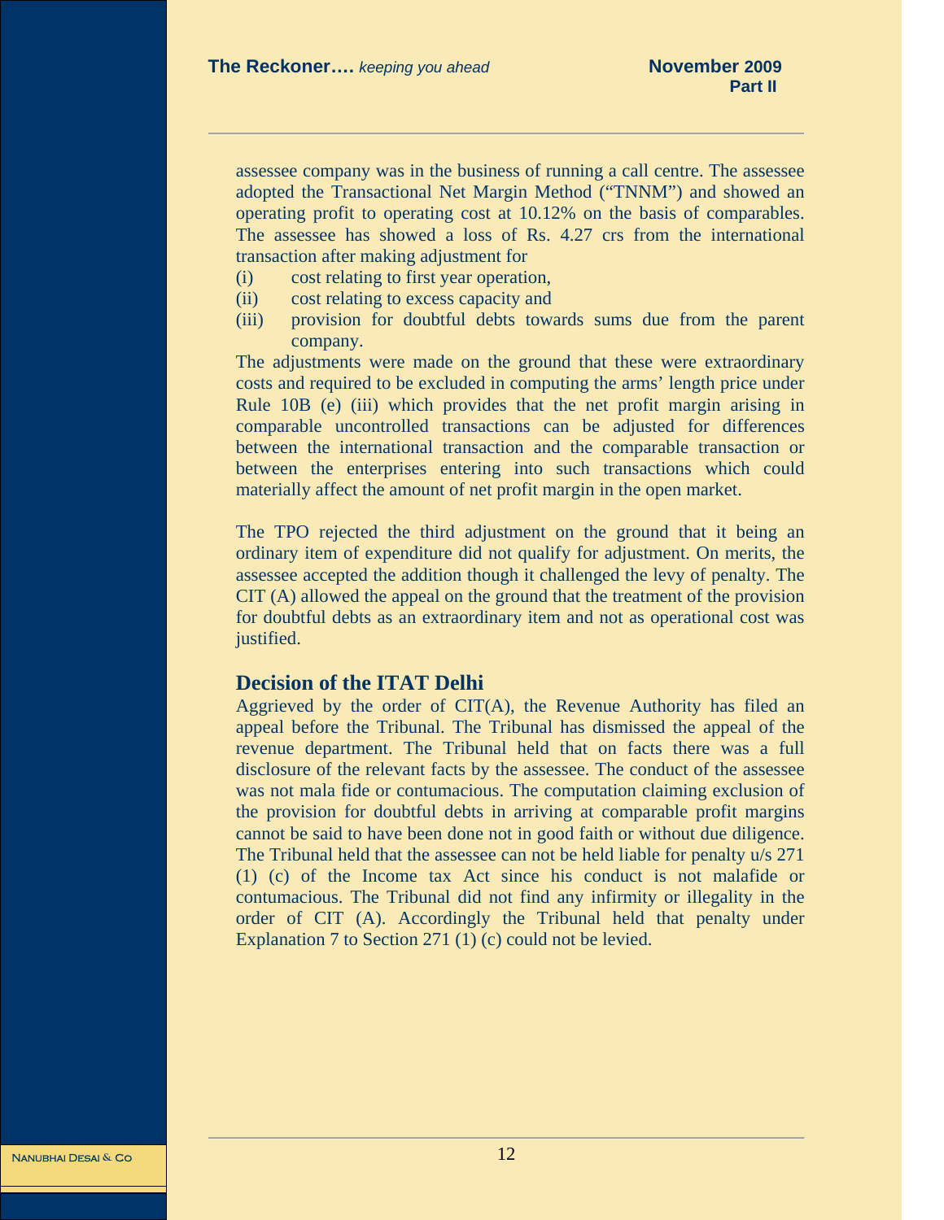assessee company was in the business of running a call centre. The assessee adopted the Transactional Net Margin Method ("TNNM") and showed an operating profit to operating cost at 10.12% on the basis of comparables. The assessee has showed a loss of Rs. 4.27 crs from the international transaction after making adjustment for

(i) cost relating to first year operation,
(ii) cost relating to excess capacity and
(iii) provision for doubtful debts towards sums due from the parent company.

The adjustments were made on the ground that these were extraordinary costs and required to be excluded in computing the arms' length price under Rule 10B (e) (iii) which provides that the net profit margin arising in comparable uncontrolled transactions can be adjusted for differences between the international transaction and the comparable transaction or between the enterprises entering into such transactions which could materially affect the amount of net profit margin in the open market.

The TPO rejected the third adjustment on the ground that it being an ordinary item of expenditure did not qualify for adjustment. On merits, the assessee accepted the addition though it challenged the levy of penalty. The CIT (A) allowed the appeal on the ground that the treatment of the provision for doubtful debts as an extraordinary item and not as operational cost was justified.

## Decision of the ITAT Delhi

Aggrieved by the order of CIT(A), the Revenue Authority has filed an appeal before the Tribunal. The Tribunal has dismissed the appeal of the revenue department. The Tribunal held that on facts there was a full disclosure of the relevant facts by the assessee. The conduct of the assessee was not mala fide or contumacious. The computation claiming exclusion of the provision for doubtful debts in arriving at comparable profit margins cannot be said to have been done not in good faith or without due diligence. The Tribunal held that the assessee can not be held liable for penalty u/s 271 (1) (c) of the Income tax Act since his conduct is not malafide or contumacious. The Tribunal did not find any infirmity or illegality in the order of CIT (A). Accordingly the Tribunal held that penalty under Explanation 7 to Section 271 (1) (c) could not be levied.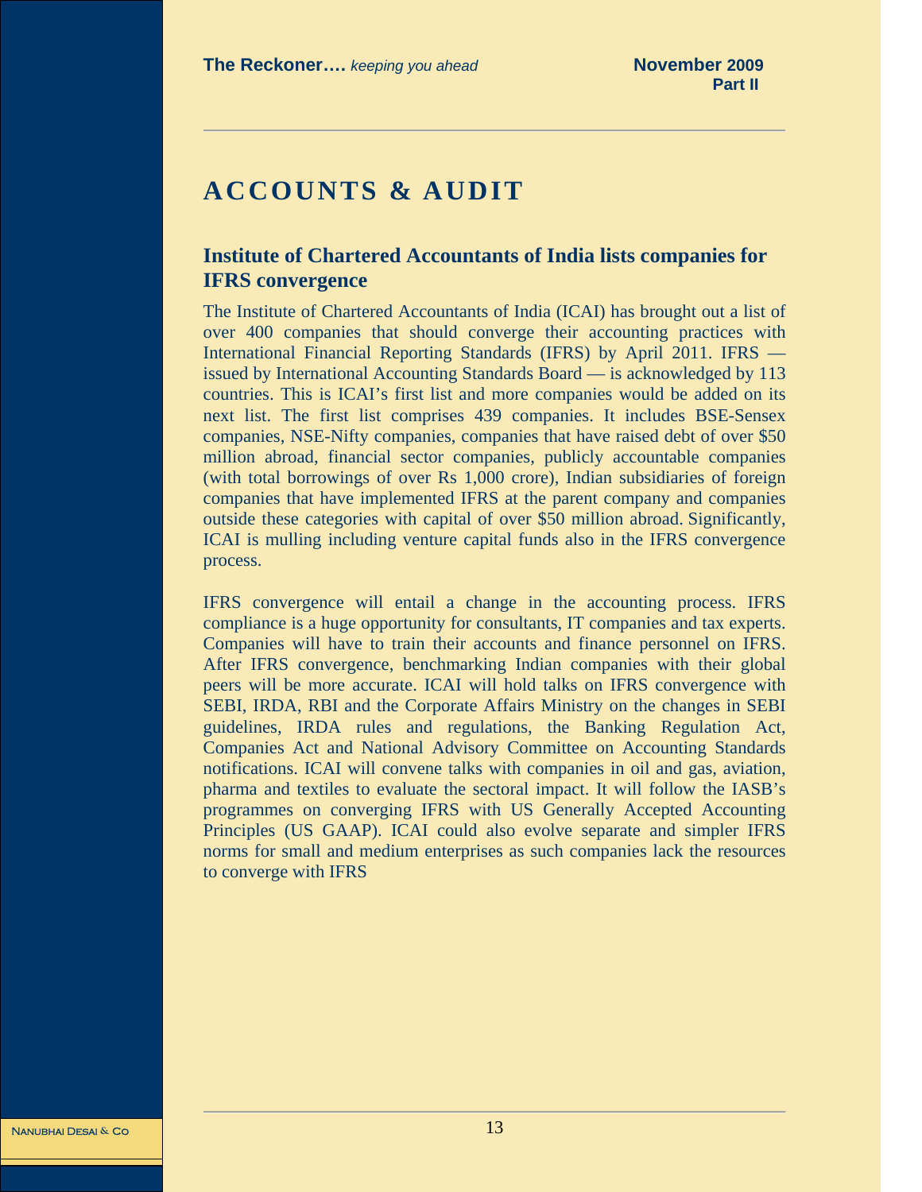# ACCOUNTS & AUDIT

## Institute of Chartered Accountants of India lists companies for IFRS convergence

The Institute of Chartered Accountants of India (ICAI) has brought out a list of over 400 companies that should converge their accounting practices with International Financial Reporting Standards (IFRS) by April 2011. IFRS — issued by International Accounting Standards Board — is acknowledged by 113 countries. This is ICAI's first list and more companies would be added on its next list. The first list comprises 439 companies. It includes BSE-Sensex companies, NSE-Nifty companies, companies that have raised debt of over $50 million abroad, financial sector companies, publicly accountable companies (with total borrowings of over Rs 1,000 crore), Indian subsidiaries of foreign companies that have implemented IFRS at the parent company and companies outside these categories with capital of over $50 million abroad. Significantly, ICAI is mulling including venture capital funds also in the IFRS convergence process.

IFRS convergence will entail a change in the accounting process. IFRS compliance is a huge opportunity for consultants, IT companies and tax experts. Companies will have to train their accounts and finance personnel on IFRS. After IFRS convergence, benchmarking Indian companies with their global peers will be more accurate. ICAI will hold talks on IFRS convergence with SEBI, IRDA, RBI and the Corporate Affairs Ministry on the changes in SEBI guidelines, IRDA rules and regulations, the Banking Regulation Act, Companies Act and National Advisory Committee on Accounting Standards notifications. ICAI will convene talks with companies in oil and gas, aviation, pharma and textiles to evaluate the sectoral impact. It will follow the IASB's programmes on converging IFRS with US Generally Accepted Accounting Principles (US GAAP). ICAI could also evolve separate and simpler IFRS norms for small and medium enterprises as such companies lack the resources to converge with IFRS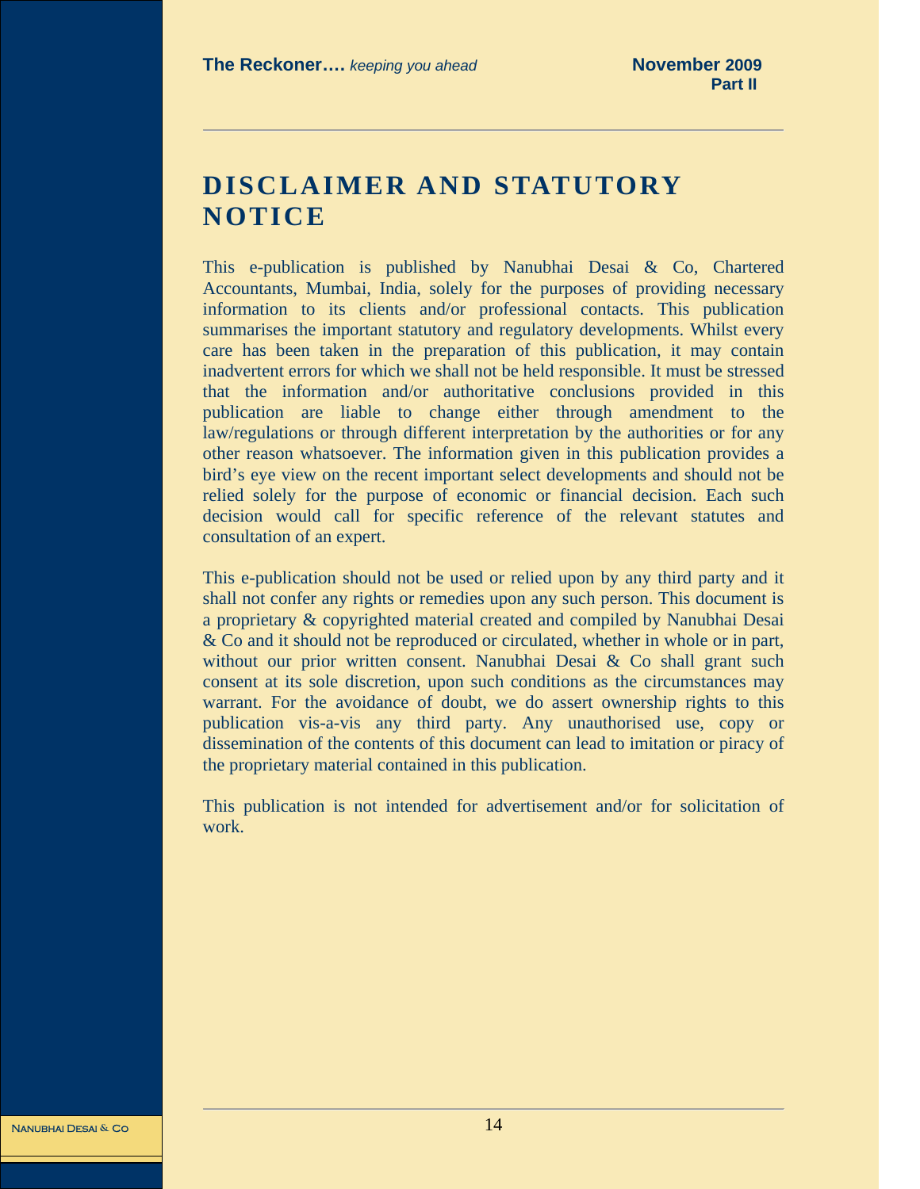# DISCLAIMER AND STATUTORY NOTICE

This e-publication is published by Nanubhai Desai & Co, Chartered Accountants, Mumbai, India, solely for the purposes of providing necessary information to its clients and/or professional contacts. This publication summarises the important statutory and regulatory developments. Whilst every care has been taken in the preparation of this publication, it may contain inadvertent errors for which we shall not be held responsible. It must be stressed that the information and/or authoritative conclusions provided in this publication are liable to change either through amendment to the law/regulations or through different interpretation by the authorities or for any other reason whatsoever. The information given in this publication provides a bird's eye view on the recent important select developments and should not be relied solely for the purpose of economic or financial decision. Each such decision would call for specific reference of the relevant statutes and consultation of an expert.

This e-publication should not be used or relied upon by any third party and it shall not confer any rights or remedies upon any such person. This document is a proprietary & copyrighted material created and compiled by Nanubhai Desai & Co and it should not be reproduced or circulated, whether in whole or in part, without our prior written consent. Nanubhai Desai & Co shall grant such consent at its sole discretion, upon such conditions as the circumstances may warrant. For the avoidance of doubt, we do assert ownership rights to this publication vis-a-vis any third party. Any unauthorised use, copy or dissemination of the contents of this document can lead to imitation or piracy of the proprietary material contained in this publication.

This publication is not intended for advertisement and/or for solicitation of work.